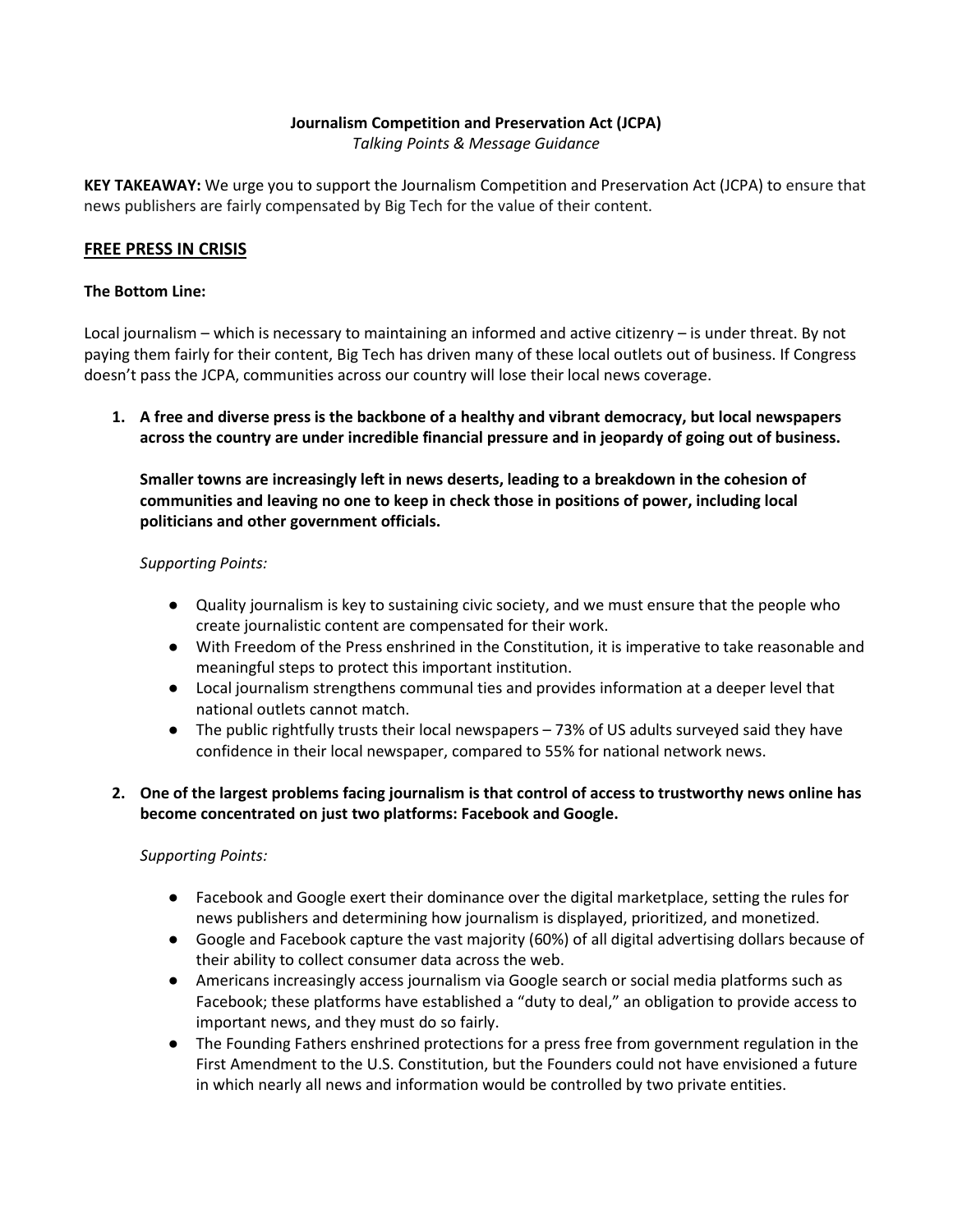**Journalism Competition and Preservation Act (JCPA)**

*Talking Points & Message Guidance*

**KEY TAKEAWAY:** We urge you to support the Journalism Competition and Preservation Act (JCPA) to ensure that news publishers are fairly compensated by Big Tech for the value of their content.

## FREE PRESS IN CRISIS

**The Bottom Line:**

Local journalism – which is necessary to maintaining an informed and active citizenry – is under threat. By not paying them fairly for their content, Big Tech has driven many of these local outlets out of business. If Congress doesn't pass the JCPA, communities across our country will lose their local news coverage.

1. **A free and diverse press is the backbone of a healthy and vibrant democracy, but local newspapers across the country are under incredible financial pressure and in jeopardy of going out of business.**

   **Smaller towns are increasingly left in news deserts, leading to a breakdown in the cohesion of communities and leaving no one to keep in check those in positions of power, including local politicians and other government officials.**

   *Supporting Points:*

   - Quality journalism is key to sustaining civic society, and we must ensure that the people who create journalistic content are compensated for their work.
   - With Freedom of the Press enshrined in the Constitution, it is imperative to take reasonable and meaningful steps to protect this important institution.
   - Local journalism strengthens communal ties and provides information at a deeper level that national outlets cannot match.
   - The public rightfully trusts their local newspapers – 73% of US adults surveyed said they have confidence in their local newspaper, compared to 55% for national network news.

2. **One of the largest problems facing journalism is that control of access to trustworthy news online has become concentrated on just two platforms: Facebook and Google.**

   *Supporting Points:*

   - Facebook and Google exert their dominance over the digital marketplace, setting the rules for news publishers and determining how journalism is displayed, prioritized, and monetized.
   - Google and Facebook capture the vast majority (60%) of all digital advertising dollars because of their ability to collect consumer data across the web.
   - Americans increasingly access journalism via Google search or social media platforms such as Facebook; these platforms have established a "duty to deal," an obligation to provide access to important news, and they must do so fairly.
   - The Founding Fathers enshrined protections for a press free from government regulation in the First Amendment to the U.S. Constitution, but the Founders could not have envisioned a future in which nearly all news and information would be controlled by two private entities.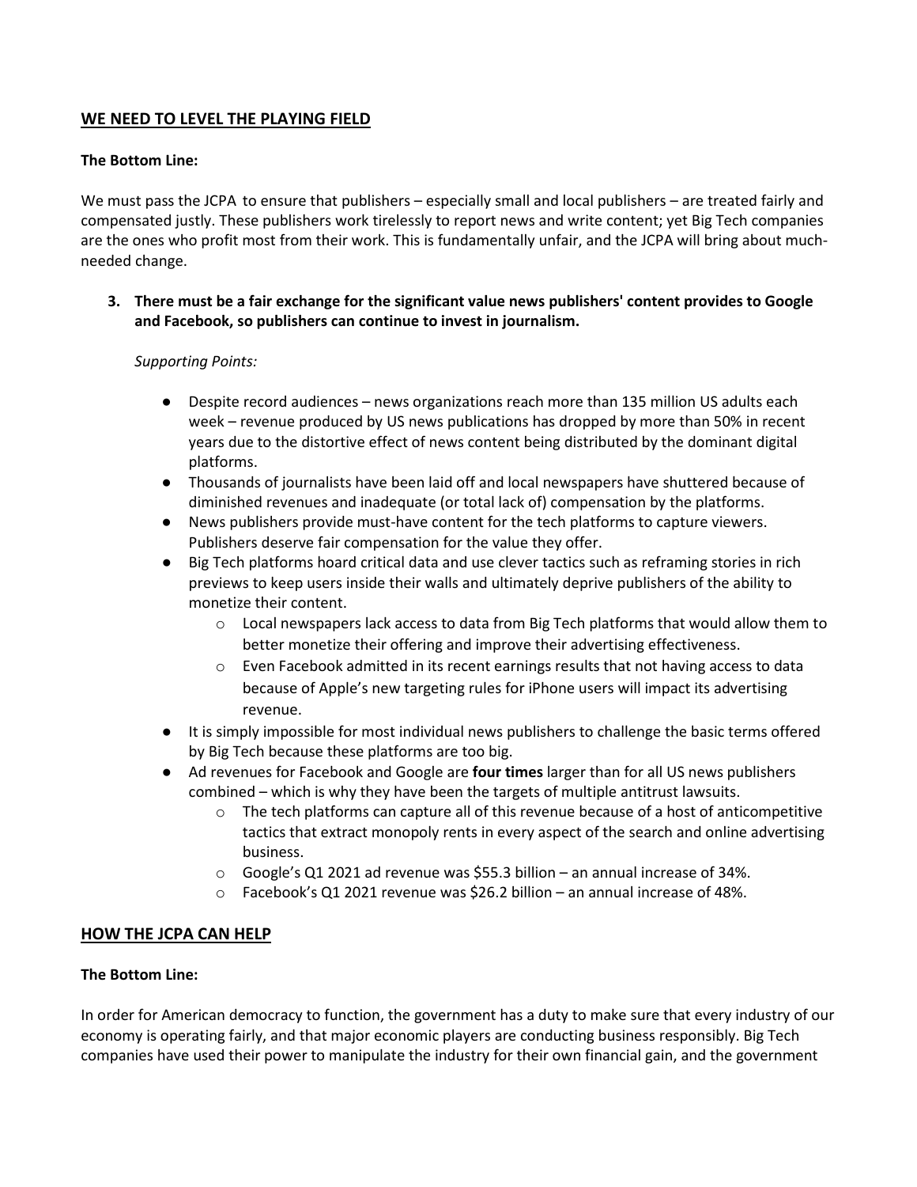## WE NEED TO LEVEL THE PLAYING FIELD

**The Bottom Line:**

We must pass the JCPA to ensure that publishers – especially small and local publishers – are treated fairly and compensated justly. These publishers work tirelessly to report news and write content; yet Big Tech companies are the ones who profit most from their work. This is fundamentally unfair, and the JCPA will bring about much-needed change.

3. **There must be a fair exchange for the significant value news publishers' content provides to Google and Facebook, so publishers can continue to invest in journalism.**

   *Supporting Points:*

   - Despite record audiences – news organizations reach more than 135 million US adults each week – revenue produced by US news publications has dropped by more than 50% in recent years due to the distortive effect of news content being distributed by the dominant digital platforms.
   - Thousands of journalists have been laid off and local newspapers have shuttered because of diminished revenues and inadequate (or total lack of) compensation by the platforms.
   - News publishers provide must-have content for the tech platforms to capture viewers. Publishers deserve fair compensation for the value they offer.
   - Big Tech platforms hoard critical data and use clever tactics such as reframing stories in rich previews to keep users inside their walls and ultimately deprive publishers of the ability to monetize their content.
     - Local newspapers lack access to data from Big Tech platforms that would allow them to better monetize their offering and improve their advertising effectiveness.
     - Even Facebook admitted in its recent earnings results that not having access to data because of Apple's new targeting rules for iPhone users will impact its advertising revenue.
   - It is simply impossible for most individual news publishers to challenge the basic terms offered by Big Tech because these platforms are too big.
   - Ad revenues for Facebook and Google are **four times** larger than for all US news publishers combined – which is why they have been the targets of multiple antitrust lawsuits.
     - The tech platforms can capture all of this revenue because of a host of anticompetitive tactics that extract monopoly rents in every aspect of the search and online advertising business.
     - Google's Q1 2021 ad revenue was $55.3 billion – an annual increase of 34%.
     - Facebook's Q1 2021 revenue was $26.2 billion – an annual increase of 48%.

## HOW THE JCPA CAN HELP

**The Bottom Line:**

In order for American democracy to function, the government has a duty to make sure that every industry of our economy is operating fairly, and that major economic players are conducting business responsibly. Big Tech companies have used their power to manipulate the industry for their own financial gain, and the government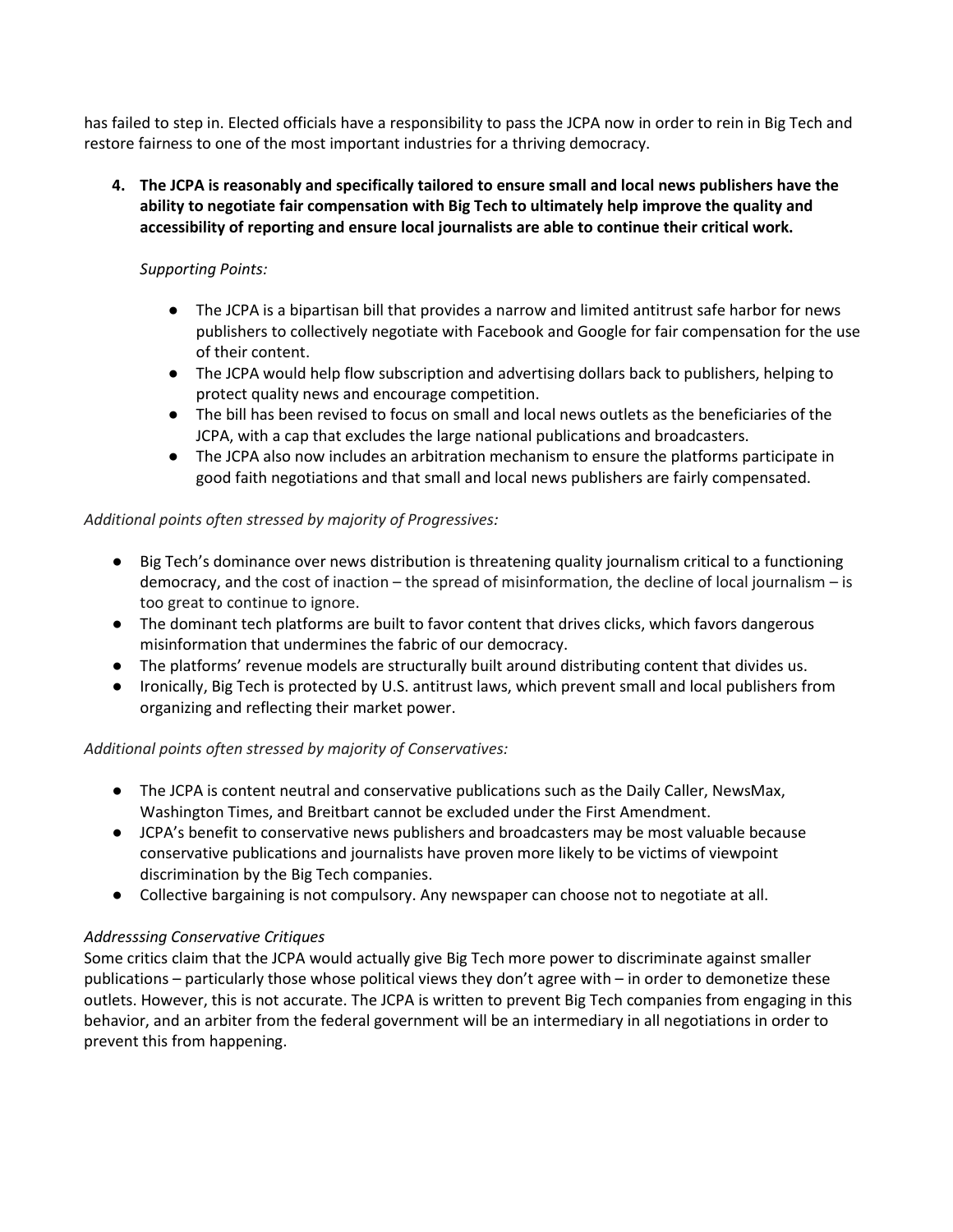has failed to step in. Elected officials have a responsibility to pass the JCPA now in order to rein in Big Tech and restore fairness to one of the most important industries for a thriving democracy.

4. **The JCPA is reasonably and specifically tailored to ensure small and local news publishers have the ability to negotiate fair compensation with Big Tech to ultimately help improve the quality and accessibility of reporting and ensure local journalists are able to continue their critical work.**

   *Supporting Points:*

   - The JCPA is a bipartisan bill that provides a narrow and limited antitrust safe harbor for news publishers to collectively negotiate with Facebook and Google for fair compensation for the use of their content.
   - The JCPA would help flow subscription and advertising dollars back to publishers, helping to protect quality news and encourage competition.
   - The bill has been revised to focus on small and local news outlets as the beneficiaries of the JCPA, with a cap that excludes the large national publications and broadcasters.
   - The JCPA also now includes an arbitration mechanism to ensure the platforms participate in good faith negotiations and that small and local news publishers are fairly compensated.

*Additional points often stressed by majority of Progressives:*

- Big Tech's dominance over news distribution is threatening quality journalism critical to a functioning democracy, and the cost of inaction – the spread of misinformation, the decline of local journalism – is too great to continue to ignore.
- The dominant tech platforms are built to favor content that drives clicks, which favors dangerous misinformation that undermines the fabric of our democracy.
- The platforms' revenue models are structurally built around distributing content that divides us.
- Ironically, Big Tech is protected by U.S. antitrust laws, which prevent small and local publishers from organizing and reflecting their market power.

*Additional points often stressed by majority of Conservatives:*

- The JCPA is content neutral and conservative publications such as the Daily Caller, NewsMax, Washington Times, and Breitbart cannot be excluded under the First Amendment.
- JCPA's benefit to conservative news publishers and broadcasters may be most valuable because conservative publications and journalists have proven more likely to be victims of viewpoint discrimination by the Big Tech companies.
- Collective bargaining is not compulsory. Any newspaper can choose not to negotiate at all.

*Addresssing Conservative Critiques*

Some critics claim that the JCPA would actually give Big Tech more power to discriminate against smaller publications – particularly those whose political views they don't agree with – in order to demonetize these outlets. However, this is not accurate. The JCPA is written to prevent Big Tech companies from engaging in this behavior, and an arbiter from the federal government will be an intermediary in all negotiations in order to prevent this from happening.